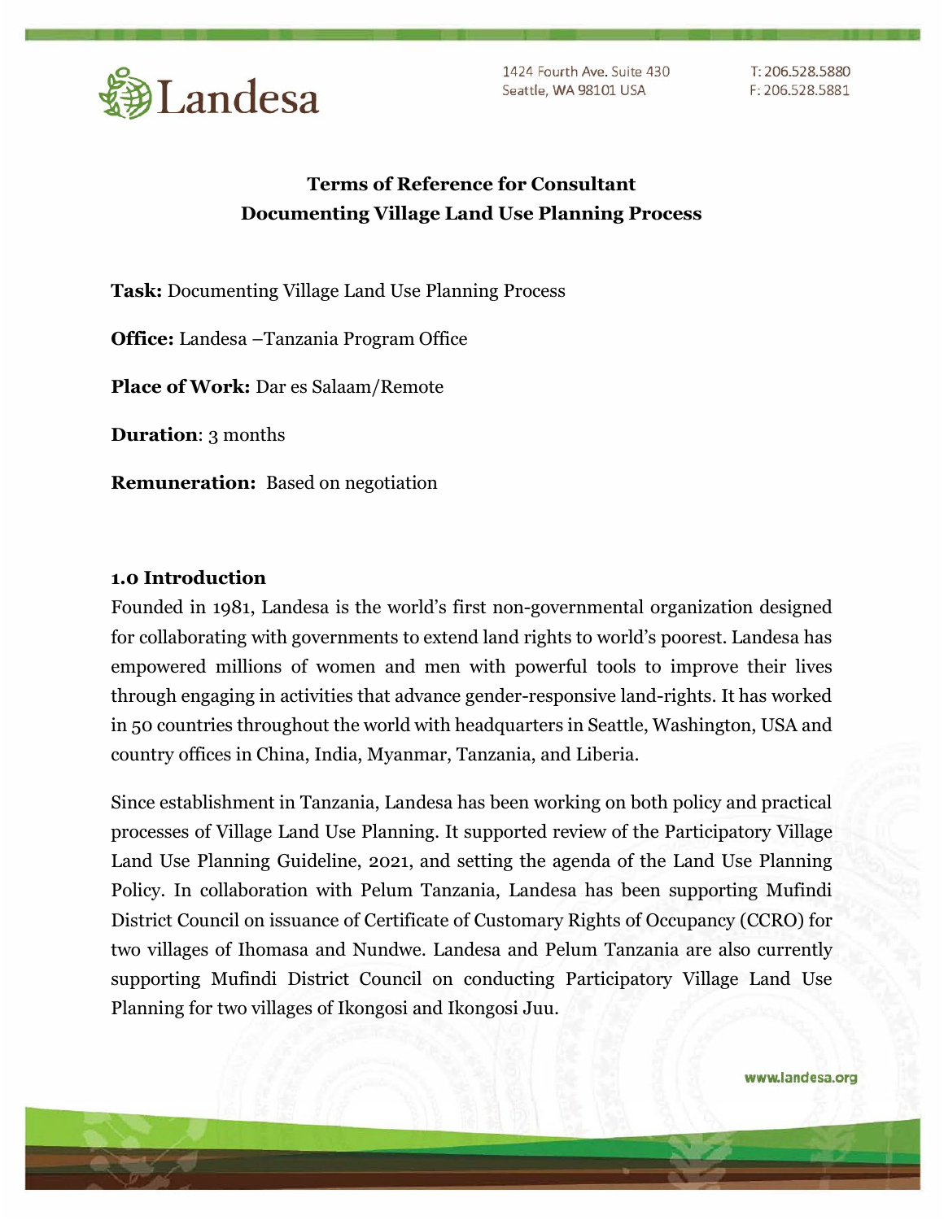## Terms of Reference for Consultant
## Documenting Village Land Use Planning Process

**Task:** Documenting Village Land Use Planning Process

**Office:** Landesa –Tanzania Program Office

**Place of Work:** Dar es Salaam/Remote

**Duration**: 3 months

**Remuneration:** Based on negotiation

### 1.0 Introduction

Founded in 1981, Landesa is the world's first non-governmental organization designed for collaborating with governments to extend land rights to world's poorest. Landesa has empowered millions of women and men with powerful tools to improve their lives through engaging in activities that advance gender-responsive land-rights. It has worked in 50 countries throughout the world with headquarters in Seattle, Washington, USA and country offices in China, India, Myanmar, Tanzania, and Liberia.

Since establishment in Tanzania, Landesa has been working on both policy and practical processes of Village Land Use Planning. It supported review of the Participatory Village Land Use Planning Guideline, 2021, and setting the agenda of the Land Use Planning Policy. In collaboration with Pelum Tanzania, Landesa has been supporting Mufindi District Council on issuance of Certificate of Customary Rights of Occupancy (CCRO) for two villages of Ihomasa and Nundwe. Landesa and Pelum Tanzania are also currently supporting Mufindi District Council on conducting Participatory Village Land Use Planning for two villages of Ikongosi and Ikongosi Juu.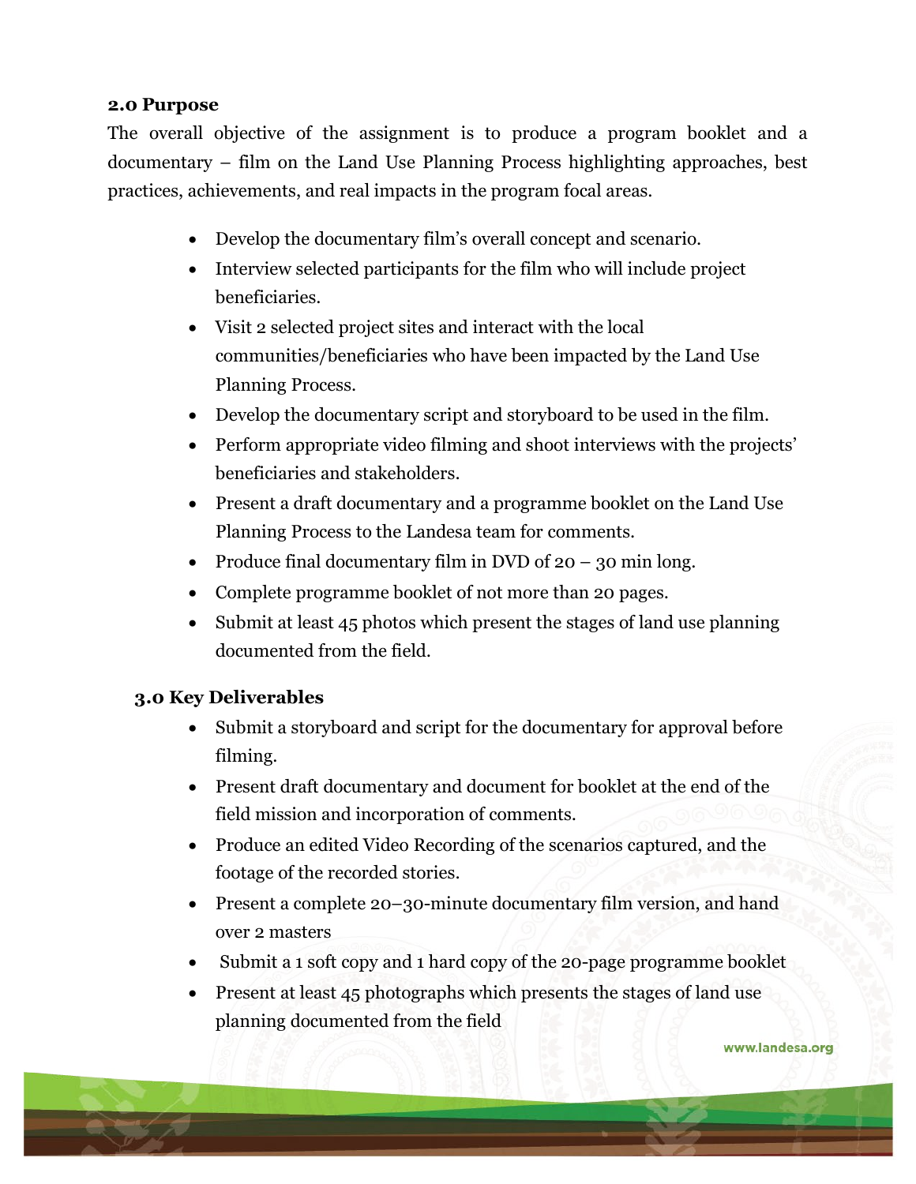**2.0 Purpose**

The overall objective of the assignment is to produce a program booklet and a documentary – film on the Land Use Planning Process highlighting approaches, best practices, achievements, and real impacts in the program focal areas.

- Develop the documentary film's overall concept and scenario.
- Interview selected participants for the film who will include project beneficiaries.
- Visit 2 selected project sites and interact with the local communities/beneficiaries who have been impacted by the Land Use Planning Process.
- Develop the documentary script and storyboard to be used in the film.
- Perform appropriate video filming and shoot interviews with the projects' beneficiaries and stakeholders.
- Present a draft documentary and a programme booklet on the Land Use Planning Process to the Landesa team for comments.
- Produce final documentary film in DVD of 20 – 30 min long.
- Complete programme booklet of not more than 20 pages.
- Submit at least 45 photos which present the stages of land use planning documented from the field.

**3.0 Key Deliverables**

- Submit a storyboard and script for the documentary for approval before filming.
- Present draft documentary and document for booklet at the end of the field mission and incorporation of comments.
- Produce an edited Video Recording of the scenarios captured, and the footage of the recorded stories.
- Present a complete 20–30-minute documentary film version, and hand over 2 masters
- Submit a 1 soft copy and 1 hard copy of the 20-page programme booklet
- Present at least 45 photographs which presents the stages of land use planning documented from the field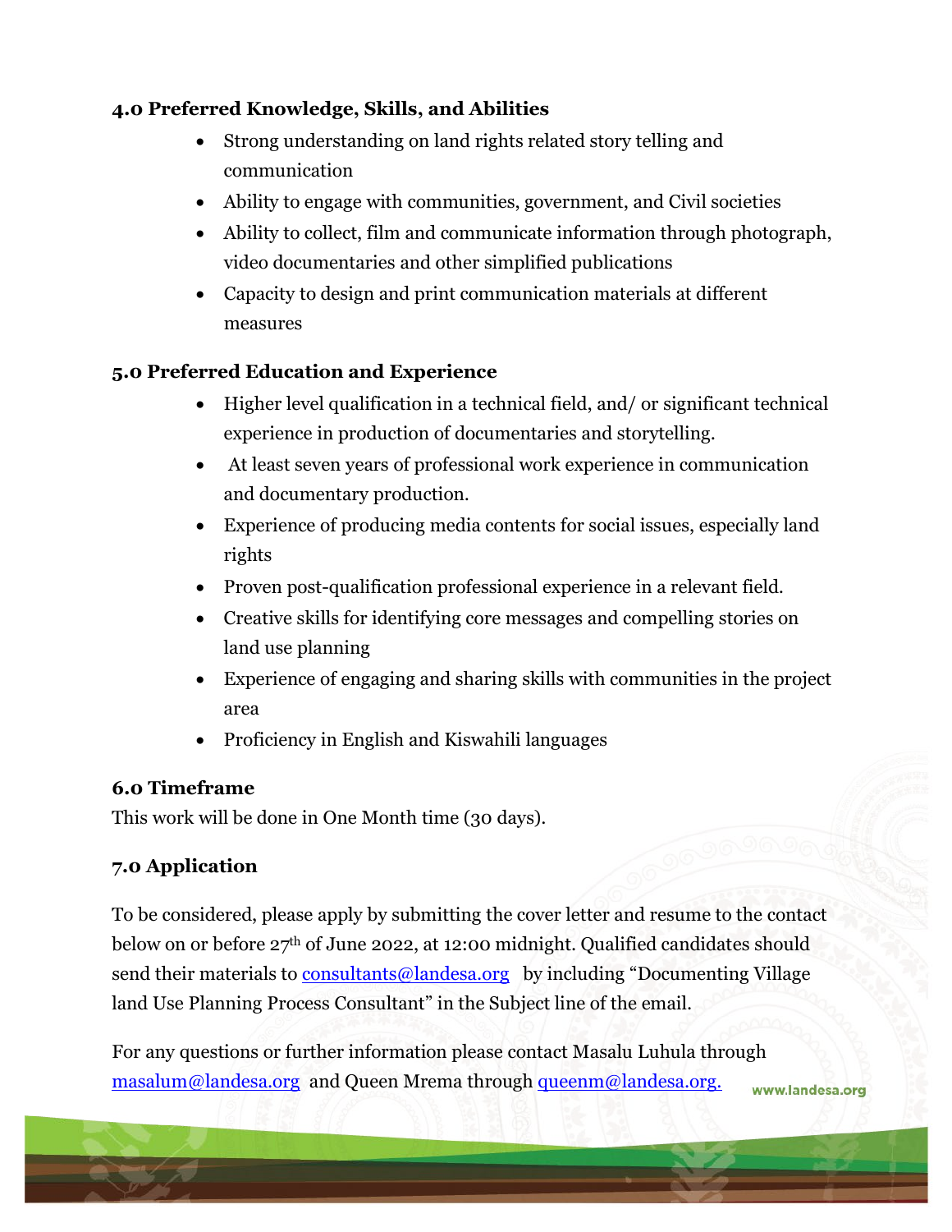### 4.0 Preferred Knowledge, Skills, and Abilities

- Strong understanding on land rights related story telling and communication
- Ability to engage with communities, government, and Civil societies
- Ability to collect, film and communicate information through photograph, video documentaries and other simplified publications
- Capacity to design and print communication materials at different measures

### 5.0 Preferred Education and Experience

- Higher level qualification in a technical field, and/ or significant technical experience in production of documentaries and storytelling.
- At least seven years of professional work experience in communication and documentary production.
- Experience of producing media contents for social issues, especially land rights
- Proven post-qualification professional experience in a relevant field.
- Creative skills for identifying core messages and compelling stories on land use planning
- Experience of engaging and sharing skills with communities in the project area
- Proficiency in English and Kiswahili languages

### 6.0 Timeframe

This work will be done in One Month time (30 days).

### 7.0 Application

To be considered, please apply by submitting the cover letter and resume to the contact below on or before 27th of June 2022, at 12:00 midnight. Qualified candidates should send their materials to consultants@landesa.org by including "Documenting Village land Use Planning Process Consultant" in the Subject line of the email.

For any questions or further information please contact Masalu Luhula through masalum@landesa.org and Queen Mrema through queenm@landesa.org.